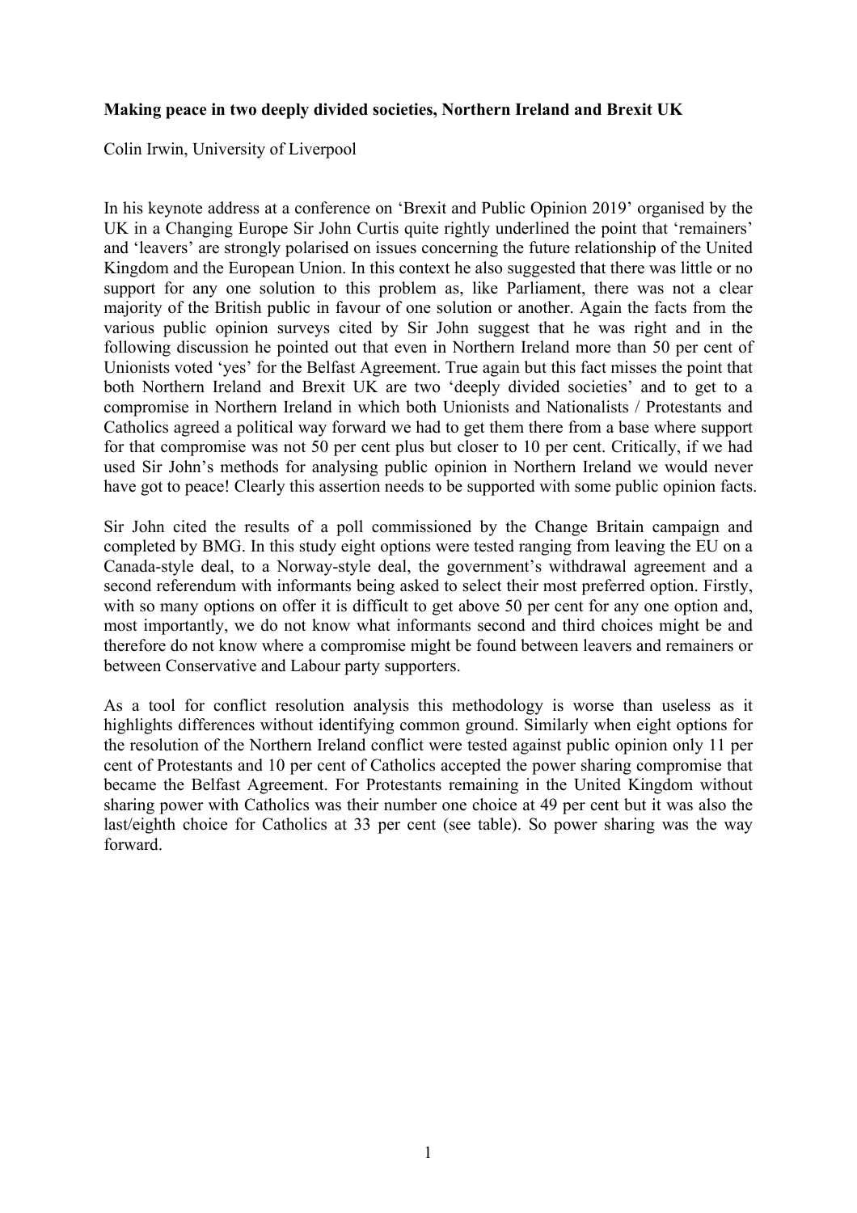**Making peace in two deeply divided societies, Northern Ireland and Brexit UK**

Colin Irwin, University of Liverpool

In his keynote address at a conference on 'Brexit and Public Opinion 2019' organised by the UK in a Changing Europe Sir John Curtis quite rightly underlined the point that 'remainers' and 'leavers' are strongly polarised on issues concerning the future relationship of the United Kingdom and the European Union. In this context he also suggested that there was little or no support for any one solution to this problem as, like Parliament, there was not a clear majority of the British public in favour of one solution or another. Again the facts from the various public opinion surveys cited by Sir John suggest that he was right and in the following discussion he pointed out that even in Northern Ireland more than 50 per cent of Unionists voted 'yes' for the Belfast Agreement. True again but this fact misses the point that both Northern Ireland and Brexit UK are two 'deeply divided societies' and to get to a compromise in Northern Ireland in which both Unionists and Nationalists / Protestants and Catholics agreed a political way forward we had to get them there from a base where support for that compromise was not 50 per cent plus but closer to 10 per cent. Critically, if we had used Sir John's methods for analysing public opinion in Northern Ireland we would never have got to peace! Clearly this assertion needs to be supported with some public opinion facts.

Sir John cited the results of a poll commissioned by the Change Britain campaign and completed by BMG. In this study eight options were tested ranging from leaving the EU on a Canada-style deal, to a Norway-style deal, the government's withdrawal agreement and a second referendum with informants being asked to select their most preferred option. Firstly, with so many options on offer it is difficult to get above 50 per cent for any one option and, most importantly, we do not know what informants second and third choices might be and therefore do not know where a compromise might be found between leavers and remainers or between Conservative and Labour party supporters.

As a tool for conflict resolution analysis this methodology is worse than useless as it highlights differences without identifying common ground. Similarly when eight options for the resolution of the Northern Ireland conflict were tested against public opinion only 11 per cent of Protestants and 10 per cent of Catholics accepted the power sharing compromise that became the Belfast Agreement. For Protestants remaining in the United Kingdom without sharing power with Catholics was their number one choice at 49 per cent but it was also the last/eighth choice for Catholics at 33 per cent (see table). So power sharing was the way forward.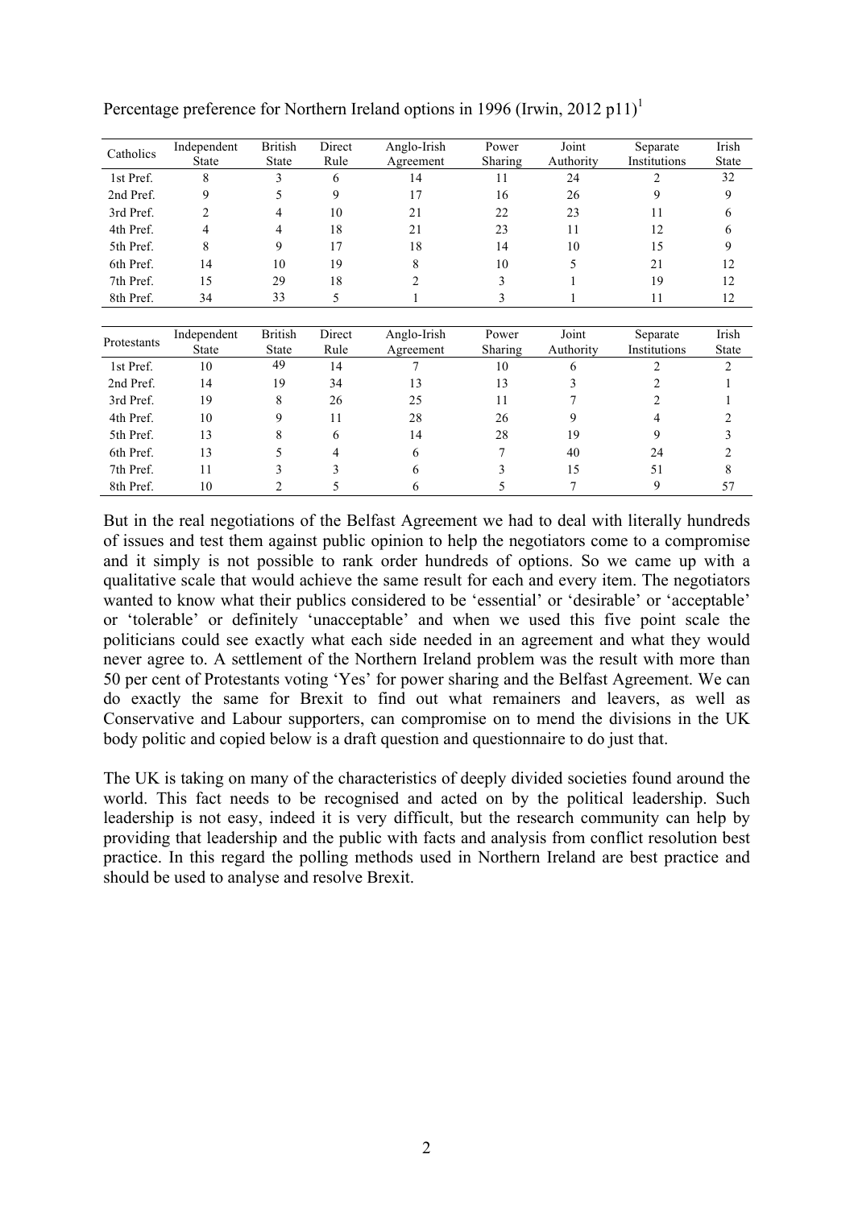Percentage preference for Northern Ireland options in 1996 (Irwin, 2012 p11)[1]

| Catholics | Independent State | British State | Direct Rule | Anglo-Irish Agreement | Power Sharing | Joint Authority | Separate Institutions | Irish State |
|---|---|---|---|---|---|---|---|---|
| 1st Pref. | 8 | 3 | 6 | 14 | 11 | 24 | 2 | 32 |
| 2nd Pref. | 9 | 5 | 9 | 17 | 16 | 26 | 9 | 9 |
| 3rd Pref. | 2 | 4 | 10 | 21 | 22 | 23 | 11 | 6 |
| 4th Pref. | 4 | 4 | 18 | 21 | 23 | 11 | 12 | 6 |
| 5th Pref. | 8 | 9 | 17 | 18 | 14 | 10 | 15 | 9 |
| 6th Pref. | 14 | 10 | 19 | 8 | 10 | 5 | 21 | 12 |
| 7th Pref. | 15 | 29 | 18 | 2 | 3 | 1 | 19 | 12 |
| 8th Pref. | 34 | 33 | 5 | 1 | 3 | 1 | 11 | 12 |

| Protestants | Independent State | British State | Direct Rule | Anglo-Irish Agreement | Power Sharing | Joint Authority | Separate Institutions | Irish State |
|---|---|---|---|---|---|---|---|---|
| 1st Pref. | 10 | 49 | 14 | 7 | 10 | 6 | 2 | 2 |
| 2nd Pref. | 14 | 19 | 34 | 13 | 13 | 3 | 2 | 1 |
| 3rd Pref. | 19 | 8 | 26 | 25 | 11 | 7 | 2 | 1 |
| 4th Pref. | 10 | 9 | 11 | 28 | 26 | 9 | 4 | 2 |
| 5th Pref. | 13 | 8 | 6 | 14 | 28 | 19 | 9 | 3 |
| 6th Pref. | 13 | 5 | 4 | 6 | 7 | 40 | 24 | 2 |
| 7th Pref. | 11 | 3 | 3 | 6 | 3 | 15 | 51 | 8 |
| 8th Pref. | 10 | 2 | 5 | 6 | 5 | 7 | 9 | 57 |

But in the real negotiations of the Belfast Agreement we had to deal with literally hundreds of issues and test them against public opinion to help the negotiators come to a compromise and it simply is not possible to rank order hundreds of options. So we came up with a qualitative scale that would achieve the same result for each and every item. The negotiators wanted to know what their publics considered to be 'essential' or 'desirable' or 'acceptable' or 'tolerable' or definitely 'unacceptable' and when we used this five point scale the politicians could see exactly what each side needed in an agreement and what they would never agree to. A settlement of the Northern Ireland problem was the result with more than 50 per cent of Protestants voting 'Yes' for power sharing and the Belfast Agreement. We can do exactly the same for Brexit to find out what remainers and leavers, as well as Conservative and Labour supporters, can compromise on to mend the divisions in the UK body politic and copied below is a draft question and questionnaire to do just that.

The UK is taking on many of the characteristics of deeply divided societies found around the world. This fact needs to be recognised and acted on by the political leadership. Such leadership is not easy, indeed it is very difficult, but the research community can help by providing that leadership and the public with facts and analysis from conflict resolution best practice. In this regard the polling methods used in Northern Ireland are best practice and should be used to analyse and resolve Brexit.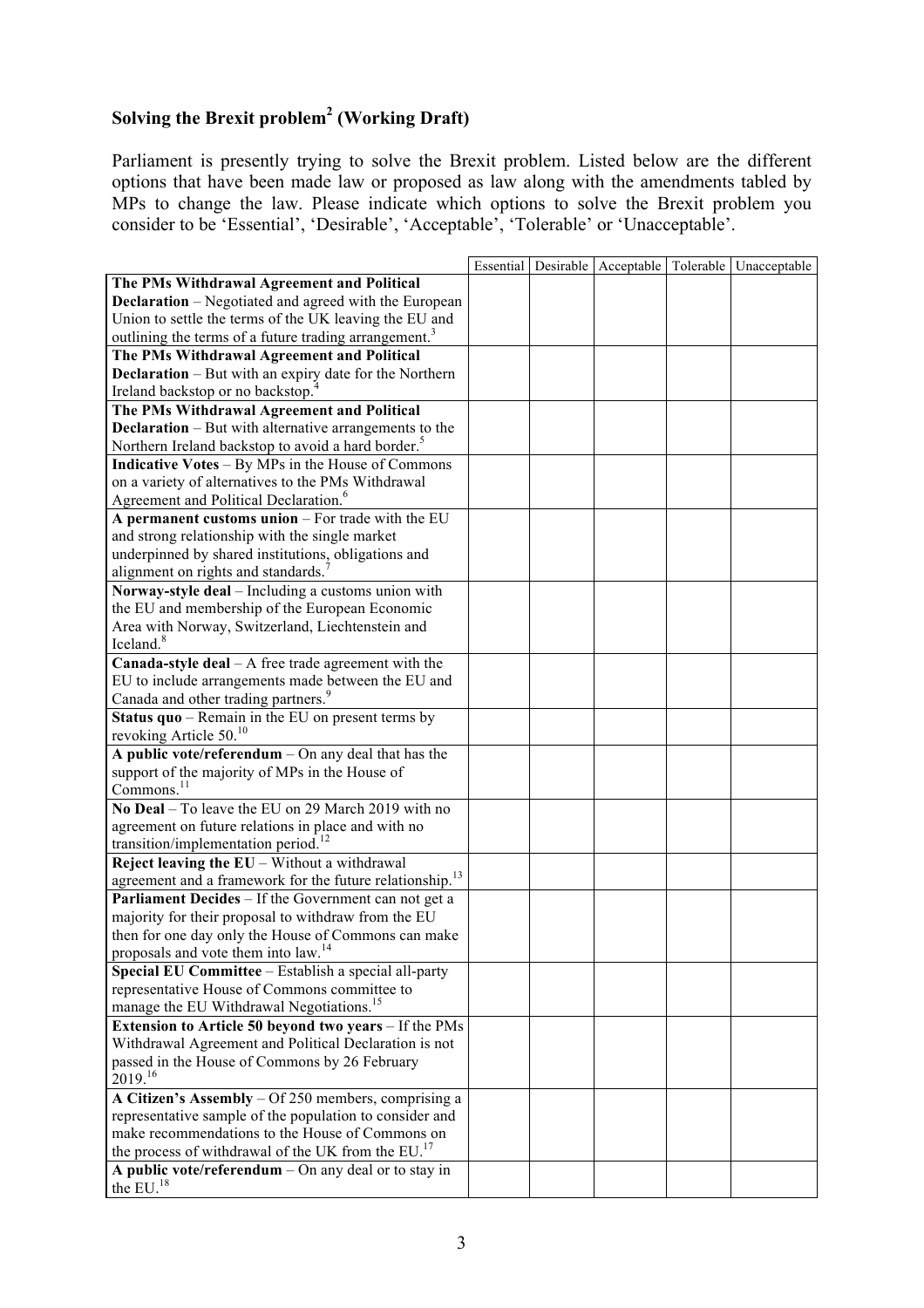## Solving the Brexit problem[2] (Working Draft)

Parliament is presently trying to solve the Brexit problem. Listed below are the different options that have been made law or proposed as law along with the amendments tabled by MPs to change the law. Please indicate which options to solve the Brexit problem you consider to be 'Essential', 'Desirable', 'Acceptable', 'Tolerable' or 'Unacceptable'.

| | Essential | Desirable | Acceptable | Tolerable | Unacceptable |
|---|---|---|---|---|---|
| **The PMs Withdrawal Agreement and Political Declaration** – Negotiated and agreed with the European Union to settle the terms of the UK leaving the EU and outlining the terms of a future trading arrangement.[3] | | | | | |
| **The PMs Withdrawal Agreement and Political Declaration** – But with an expiry date for the Northern Ireland backstop or no backstop.[4] | | | | | |
| **The PMs Withdrawal Agreement and Political Declaration** – But with alternative arrangements to the Northern Ireland backstop to avoid a hard border.[5] | | | | | |
| **Indicative Votes** – By MPs in the House of Commons on a variety of alternatives to the PMs Withdrawal Agreement and Political Declaration.[6] | | | | | |
| **A permanent customs union** – For trade with the EU and strong relationship with the single market underpinned by shared institutions, obligations and alignment on rights and standards.[7] | | | | | |
| **Norway-style deal** – Including a customs union with the EU and membership of the European Economic Area with Norway, Switzerland, Liechtenstein and Iceland.[8] | | | | | |
| **Canada-style deal** – A free trade agreement with the EU to include arrangements made between the EU and Canada and other trading partners.[9] | | | | | |
| **Status quo** – Remain in the EU on present terms by revoking Article 50.[10] | | | | | |
| **A public vote/referendum** – On any deal that has the support of the majority of MPs in the House of Commons.[11] | | | | | |
| **No Deal** – To leave the EU on 29 March 2019 with no agreement on future relations in place and with no transition/implementation period.[12] | | | | | |
| **Reject leaving the EU** – Without a withdrawal agreement and a framework for the future relationship.[13] | | | | | |
| **Parliament Decides** – If the Government can not get a majority for their proposal to withdraw from the EU then for one day only the House of Commons can make proposals and vote them into law.[14] | | | | | |
| **Special EU Committee** – Establish a special all-party representative House of Commons committee to manage the EU Withdrawal Negotiations.[15] | | | | | |
| **Extension to Article 50 beyond two years** – If the PMs Withdrawal Agreement and Political Declaration is not passed in the House of Commons by 26 February 2019.[16] | | | | | |
| **A Citizen's Assembly** – Of 250 members, comprising a representative sample of the population to consider and make recommendations to the House of Commons on the process of withdrawal of the UK from the EU.[17] | | | | | |
| **A public vote/referendum** – On any deal or to stay in the EU.[18] | | | | | |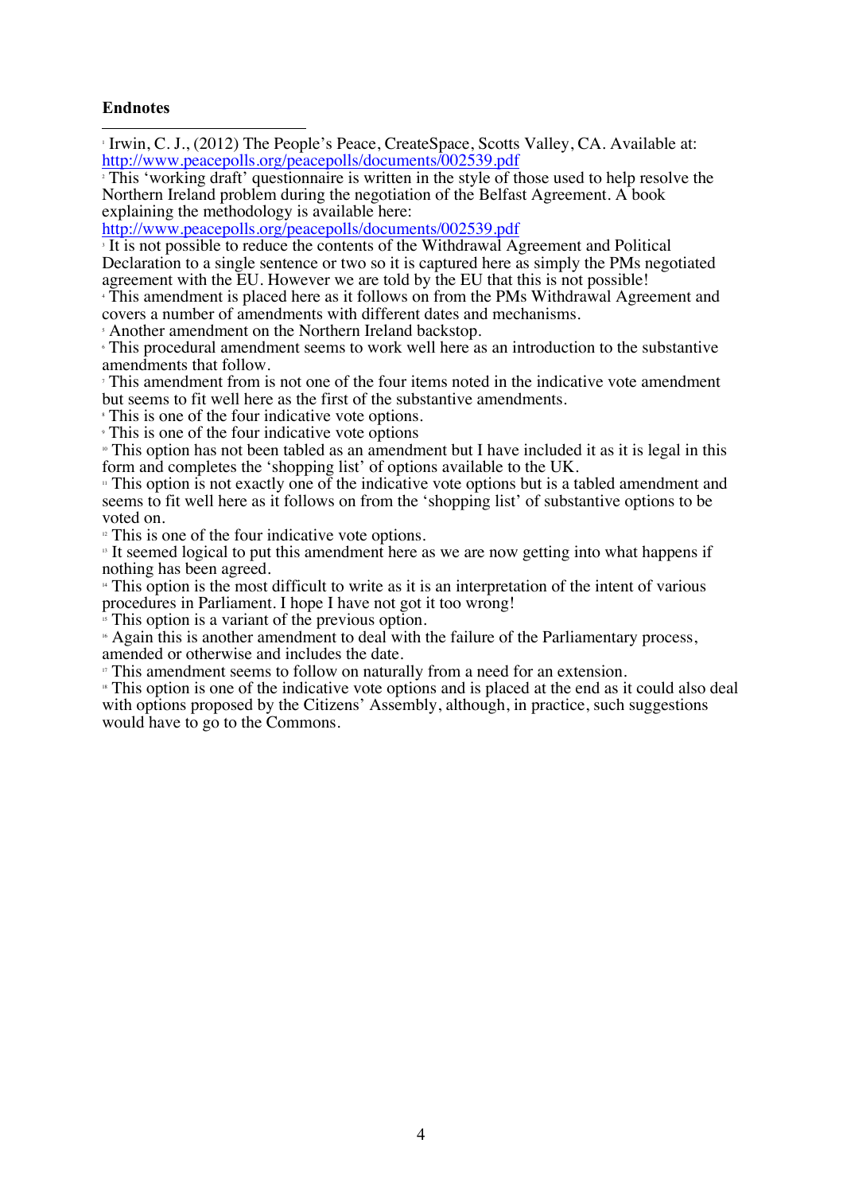**Endnotes**

[1] Irwin, C. J., (2012) The People's Peace, CreateSpace, Scotts Valley, CA. Available at: http://www.peacepolls.org/peacepolls/documents/002539.pdf

[2] This 'working draft' questionnaire is written in the style of those used to help resolve the Northern Ireland problem during the negotiation of the Belfast Agreement. A book explaining the methodology is available here: http://www.peacepolls.org/peacepolls/documents/002539.pdf

[3] It is not possible to reduce the contents of the Withdrawal Agreement and Political Declaration to a single sentence or two so it is captured here as simply the PMs negotiated agreement with the EU. However we are told by the EU that this is not possible!

[4] This amendment is placed here as it follows on from the PMs Withdrawal Agreement and covers a number of amendments with different dates and mechanisms.

[5] Another amendment on the Northern Ireland backstop.

[6] This procedural amendment seems to work well here as an introduction to the substantive amendments that follow.

[7] This amendment from is not one of the four items noted in the indicative vote amendment but seems to fit well here as the first of the substantive amendments.

[8] This is one of the four indicative vote options.

[9] This is one of the four indicative vote options

[10] This option has not been tabled as an amendment but I have included it as it is legal in this form and completes the 'shopping list' of options available to the UK.

[11] This option is not exactly one of the indicative vote options but is a tabled amendment and seems to fit well here as it follows on from the 'shopping list' of substantive options to be voted on.

[12] This is one of the four indicative vote options.

[13] It seemed logical to put this amendment here as we are now getting into what happens if nothing has been agreed.

[14] This option is the most difficult to write as it is an interpretation of the intent of various procedures in Parliament. I hope I have not got it too wrong!

[15] This option is a variant of the previous option.

[16] Again this is another amendment to deal with the failure of the Parliamentary process, amended or otherwise and includes the date.

[17] This amendment seems to follow on naturally from a need for an extension.

[18] This option is one of the indicative vote options and is placed at the end as it could also deal with options proposed by the Citizens' Assembly, although, in practice, such suggestions would have to go to the Commons.